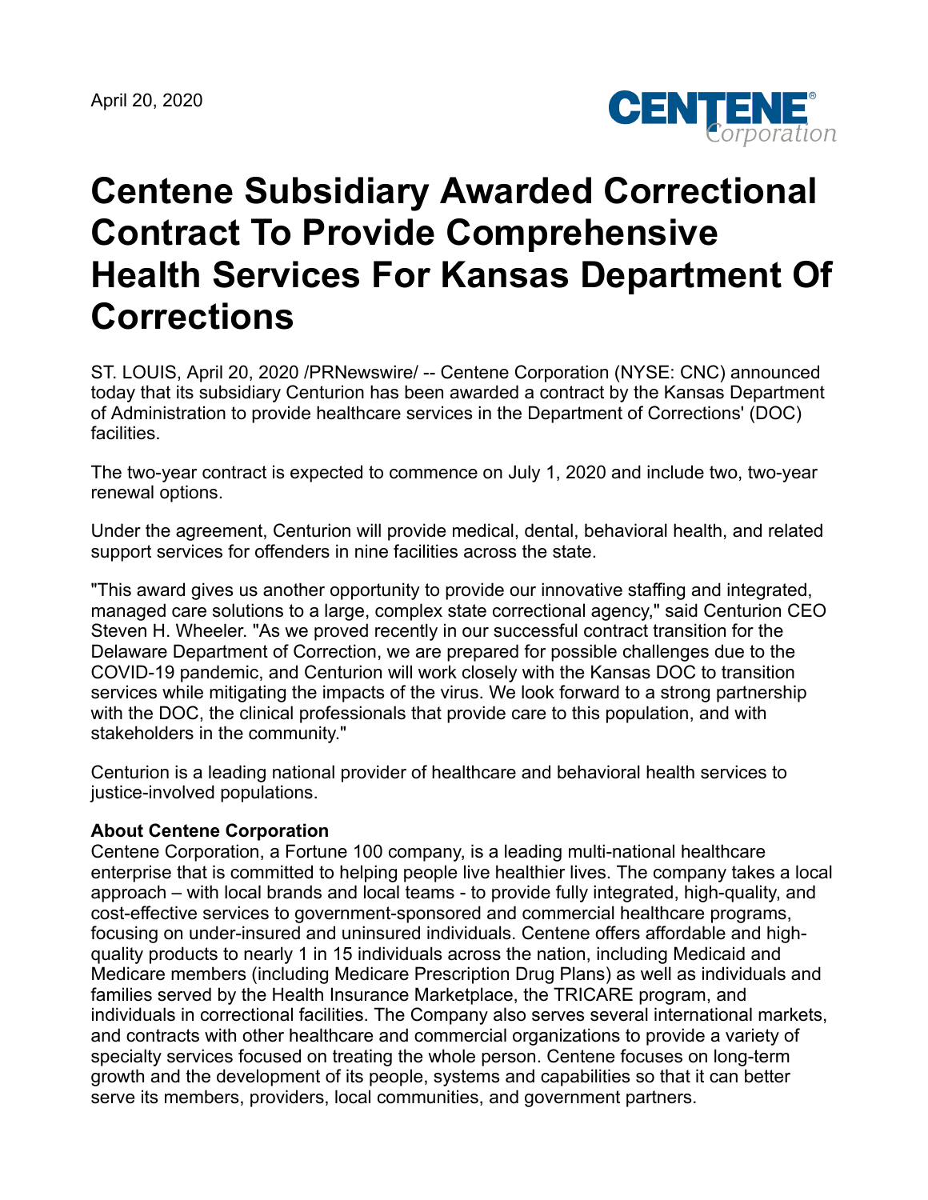April 20, 2020

# Centene Subsidiary Awarded Correctional Contract To Provide Comprehensive Health Services For Kansas Department Of Corrections

ST. LOUIS, April 20, 2020 /PRNewswire/ -- Centene Corporation (NYSE: CNC) announced today that its subsidiary Centurion has been awarded a contract by the Kansas Department of Administration to provide healthcare services in the Department of Corrections' (DOC) facilities.

The two-year contract is expected to commence on July 1, 2020 and include two, two-year renewal options.

Under the agreement, Centurion will provide medical, dental, behavioral health, and related support services for offenders in nine facilities across the state.

"This award gives us another opportunity to provide our innovative staffing and integrated, managed care solutions to a large, complex state correctional agency," said Centurion CEO Steven H. Wheeler. "As we proved recently in our successful contract transition for the Delaware Department of Correction, we are prepared for possible challenges due to the COVID-19 pandemic, and Centurion will work closely with the Kansas DOC to transition services while mitigating the impacts of the virus. We look forward to a strong partnership with the DOC, the clinical professionals that provide care to this population, and with stakeholders in the community."

Centurion is a leading national provider of healthcare and behavioral health services to justice-involved populations.

**About Centene Corporation**

Centene Corporation, a Fortune 100 company, is a leading multi-national healthcare enterprise that is committed to helping people live healthier lives. The company takes a local approach – with local brands and local teams - to provide fully integrated, high-quality, and cost-effective services to government-sponsored and commercial healthcare programs, focusing on under-insured and uninsured individuals. Centene offers affordable and high-quality products to nearly 1 in 15 individuals across the nation, including Medicaid and Medicare members (including Medicare Prescription Drug Plans) as well as individuals and families served by the Health Insurance Marketplace, the TRICARE program, and individuals in correctional facilities. The Company also serves several international markets, and contracts with other healthcare and commercial organizations to provide a variety of specialty services focused on treating the whole person. Centene focuses on long-term growth and the development of its people, systems and capabilities so that it can better serve its members, providers, local communities, and government partners.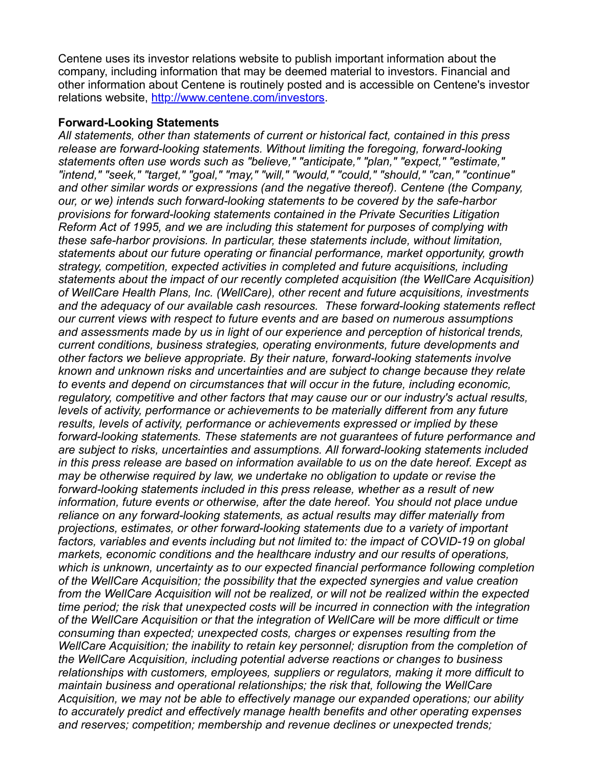Centene uses its investor relations website to publish important information about the company, including information that may be deemed material to investors. Financial and other information about Centene is routinely posted and is accessible on Centene's investor relations website, [http://www.centene.com/investors](http://www.centene.com/investors).

**Forward-Looking Statements**

*All statements, other than statements of current or historical fact, contained in this press release are forward-looking statements. Without limiting the foregoing, forward-looking statements often use words such as "believe," "anticipate," "plan," "expect," "estimate," "intend," "seek," "target," "goal," "may," "will," "would," "could," "should," "can," "continue" and other similar words or expressions (and the negative thereof). Centene (the Company, our, or we) intends such forward-looking statements to be covered by the safe-harbor provisions for forward-looking statements contained in the Private Securities Litigation Reform Act of 1995, and we are including this statement for purposes of complying with these safe-harbor provisions. In particular, these statements include, without limitation, statements about our future operating or financial performance, market opportunity, growth strategy, competition, expected activities in completed and future acquisitions, including statements about the impact of our recently completed acquisition (the WellCare Acquisition) of WellCare Health Plans, Inc. (WellCare), other recent and future acquisitions, investments and the adequacy of our available cash resources. These forward-looking statements reflect our current views with respect to future events and are based on numerous assumptions and assessments made by us in light of our experience and perception of historical trends, current conditions, business strategies, operating environments, future developments and other factors we believe appropriate. By their nature, forward-looking statements involve known and unknown risks and uncertainties and are subject to change because they relate to events and depend on circumstances that will occur in the future, including economic, regulatory, competitive and other factors that may cause our or our industry's actual results, levels of activity, performance or achievements to be materially different from any future results, levels of activity, performance or achievements expressed or implied by these forward-looking statements. These statements are not guarantees of future performance and are subject to risks, uncertainties and assumptions. All forward-looking statements included in this press release are based on information available to us on the date hereof. Except as may be otherwise required by law, we undertake no obligation to update or revise the forward-looking statements included in this press release, whether as a result of new information, future events or otherwise, after the date hereof. You should not place undue reliance on any forward-looking statements, as actual results may differ materially from projections, estimates, or other forward-looking statements due to a variety of important factors, variables and events including but not limited to: the impact of COVID-19 on global markets, economic conditions and the healthcare industry and our results of operations, which is unknown, uncertainty as to our expected financial performance following completion of the WellCare Acquisition; the possibility that the expected synergies and value creation from the WellCare Acquisition will not be realized, or will not be realized within the expected time period; the risk that unexpected costs will be incurred in connection with the integration of the WellCare Acquisition or that the integration of WellCare will be more difficult or time consuming than expected; unexpected costs, charges or expenses resulting from the WellCare Acquisition; the inability to retain key personnel; disruption from the completion of the WellCare Acquisition, including potential adverse reactions or changes to business relationships with customers, employees, suppliers or regulators, making it more difficult to maintain business and operational relationships; the risk that, following the WellCare Acquisition, we may not be able to effectively manage our expanded operations; our ability to accurately predict and effectively manage health benefits and other operating expenses and reserves; competition; membership and revenue declines or unexpected trends;*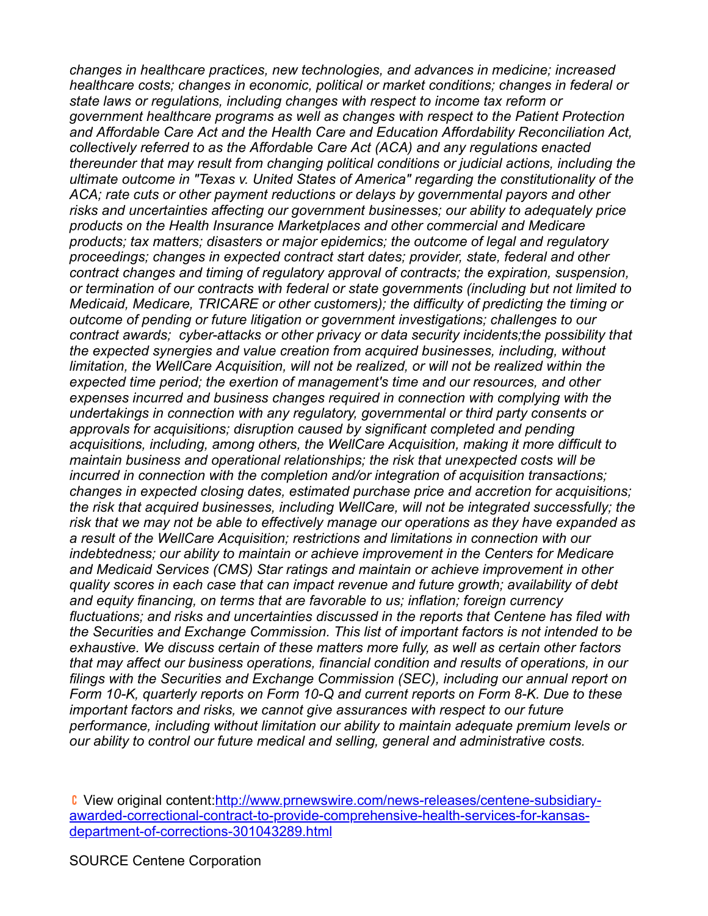*changes in healthcare practices, new technologies, and advances in medicine; increased healthcare costs; changes in economic, political or market conditions; changes in federal or state laws or regulations, including changes with respect to income tax reform or government healthcare programs as well as changes with respect to the Patient Protection and Affordable Care Act and the Health Care and Education Affordability Reconciliation Act, collectively referred to as the Affordable Care Act (ACA) and any regulations enacted thereunder that may result from changing political conditions or judicial actions, including the ultimate outcome in "Texas v. United States of America" regarding the constitutionality of the ACA; rate cuts or other payment reductions or delays by governmental payors and other risks and uncertainties affecting our government businesses; our ability to adequately price products on the Health Insurance Marketplaces and other commercial and Medicare products; tax matters; disasters or major epidemics; the outcome of legal and regulatory proceedings; changes in expected contract start dates; provider, state, federal and other contract changes and timing of regulatory approval of contracts; the expiration, suspension, or termination of our contracts with federal or state governments (including but not limited to Medicaid, Medicare, TRICARE or other customers); the difficulty of predicting the timing or outcome of pending or future litigation or government investigations; challenges to our contract awards;  cyber-attacks or other privacy or data security incidents;the possibility that the expected synergies and value creation from acquired businesses, including, without limitation, the WellCare Acquisition, will not be realized, or will not be realized within the expected time period; the exertion of management's time and our resources, and other expenses incurred and business changes required in connection with complying with the undertakings in connection with any regulatory, governmental or third party consents or approvals for acquisitions; disruption caused by significant completed and pending acquisitions, including, among others, the WellCare Acquisition, making it more difficult to maintain business and operational relationships; the risk that unexpected costs will be incurred in connection with the completion and/or integration of acquisition transactions; changes in expected closing dates, estimated purchase price and accretion for acquisitions; the risk that acquired businesses, including WellCare, will not be integrated successfully; the risk that we may not be able to effectively manage our operations as they have expanded as a result of the WellCare Acquisition; restrictions and limitations in connection with our indebtedness; our ability to maintain or achieve improvement in the Centers for Medicare and Medicaid Services (CMS) Star ratings and maintain or achieve improvement in other quality scores in each case that can impact revenue and future growth; availability of debt and equity financing, on terms that are favorable to us; inflation; foreign currency fluctuations; and risks and uncertainties discussed in the reports that Centene has filed with the Securities and Exchange Commission. This list of important factors is not intended to be exhaustive. We discuss certain of these matters more fully, as well as certain other factors that may affect our business operations, financial condition and results of operations, in our filings with the Securities and Exchange Commission (SEC), including our annual report on Form 10-K, quarterly reports on Form 10-Q and current reports on Form 8-K. Due to these important factors and risks, we cannot give assurances with respect to our future performance, including without limitation our ability to maintain adequate premium levels or our ability to control our future medical and selling, general and administrative costs.*

View original content:[http://www.prnewswire.com/news-releases/centene-subsidiary-awarded-correctional-contract-to-provide-comprehensive-health-services-for-kansas-department-of-corrections-301043289.html](http://www.prnewswire.com/news-releases/centene-subsidiary-awarded-correctional-contract-to-provide-comprehensive-health-services-for-kansas-department-of-corrections-301043289.html)

SOURCE Centene Corporation